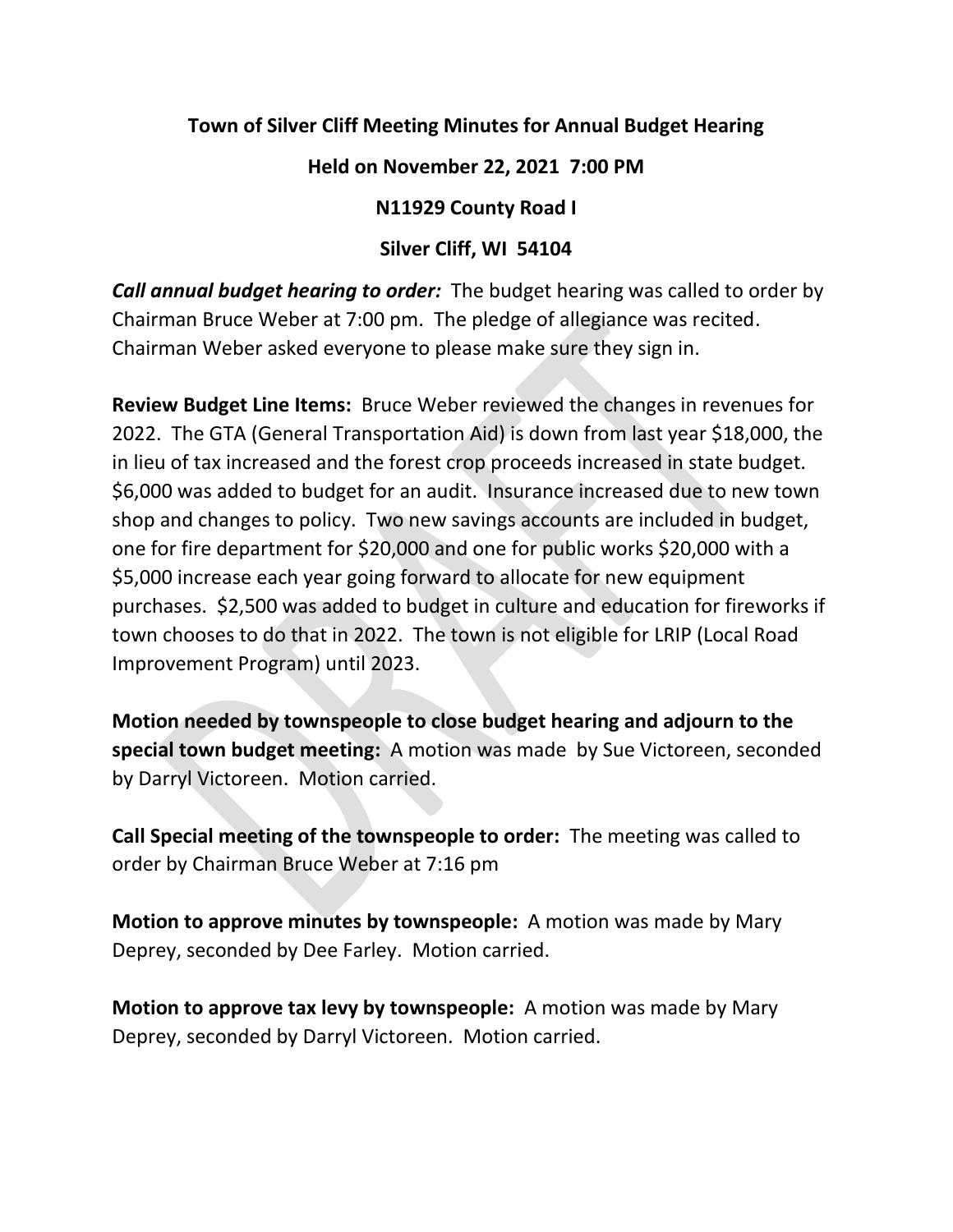**Town of Silver Cliff Meeting Minutes for Annual Budget Hearing**

**Held on November 22, 2021 7:00 PM**

**N11929 County Road I**

**Silver Cliff, WI 54104**

***Call annual budget hearing to order:*** The budget hearing was called to order by Chairman Bruce Weber at 7:00 pm. The pledge of allegiance was recited. Chairman Weber asked everyone to please make sure they sign in.

**Review Budget Line Items:** Bruce Weber reviewed the changes in revenues for 2022. The GTA (General Transportation Aid) is down from last year $18,000, the in lieu of tax increased and the forest crop proceeds increased in state budget. $6,000 was added to budget for an audit. Insurance increased due to new town shop and changes to policy. Two new savings accounts are included in budget, one for fire department for $20,000 and one for public works $20,000 with a $5,000 increase each year going forward to allocate for new equipment purchases. $2,500 was added to budget in culture and education for fireworks if town chooses to do that in 2022. The town is not eligible for LRIP (Local Road Improvement Program) until 2023.

**Motion needed by townspeople to close budget hearing and adjourn to the special town budget meeting:** A motion was made by Sue Victoreen, seconded by Darryl Victoreen. Motion carried.

**Call Special meeting of the townspeople to order:** The meeting was called to order by Chairman Bruce Weber at 7:16 pm

**Motion to approve minutes by townspeople:** A motion was made by Mary Deprey, seconded by Dee Farley. Motion carried.

**Motion to approve tax levy by townspeople:** A motion was made by Mary Deprey, seconded by Darryl Victoreen. Motion carried.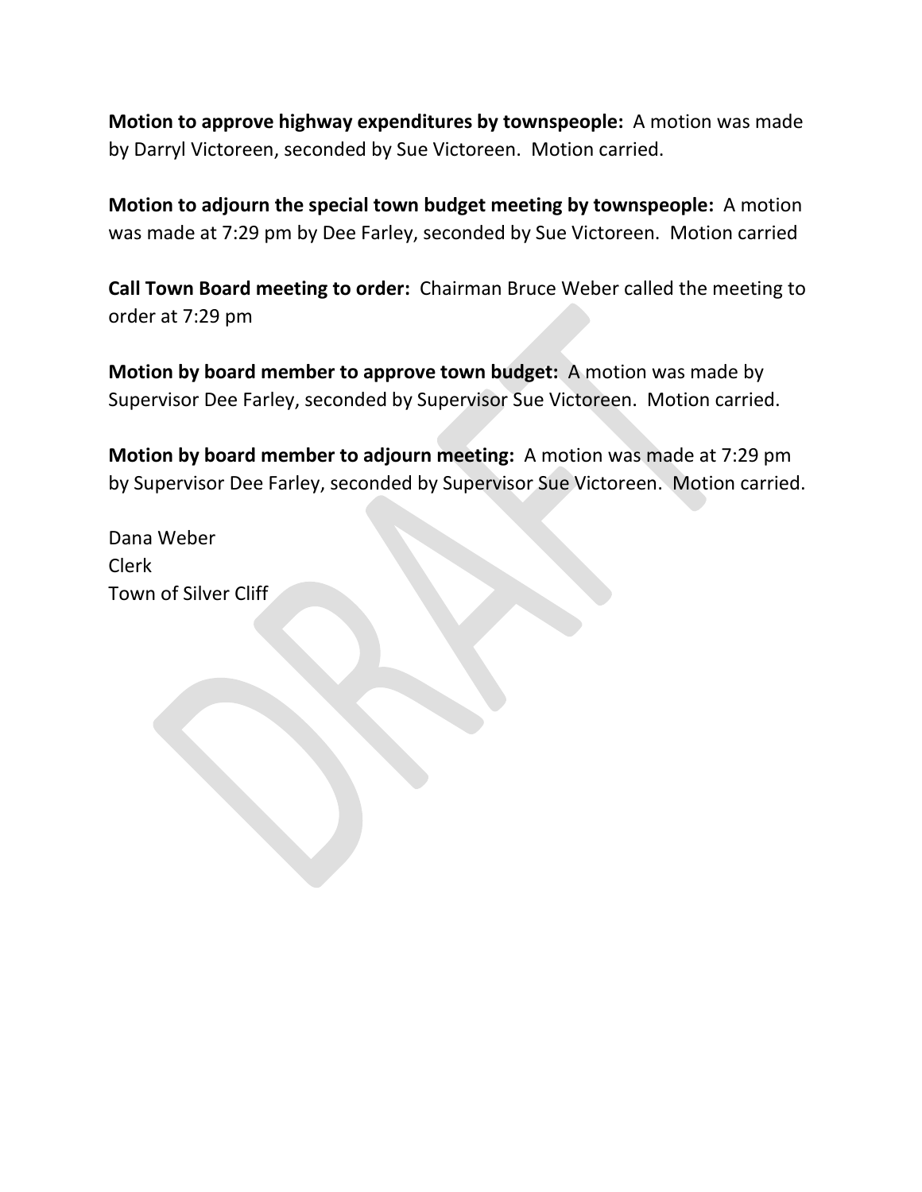**Motion to approve highway expenditures by townspeople:** A motion was made by Darryl Victoreen, seconded by Sue Victoreen. Motion carried.

**Motion to adjourn the special town budget meeting by townspeople:** A motion was made at 7:29 pm by Dee Farley, seconded by Sue Victoreen. Motion carried

**Call Town Board meeting to order:** Chairman Bruce Weber called the meeting to order at 7:29 pm

**Motion by board member to approve town budget:** A motion was made by Supervisor Dee Farley, seconded by Supervisor Sue Victoreen. Motion carried.

**Motion by board member to adjourn meeting:** A motion was made at 7:29 pm by Supervisor Dee Farley, seconded by Supervisor Sue Victoreen. Motion carried.

Dana Weber  
Clerk  
Town of Silver Cliff

DRAFT